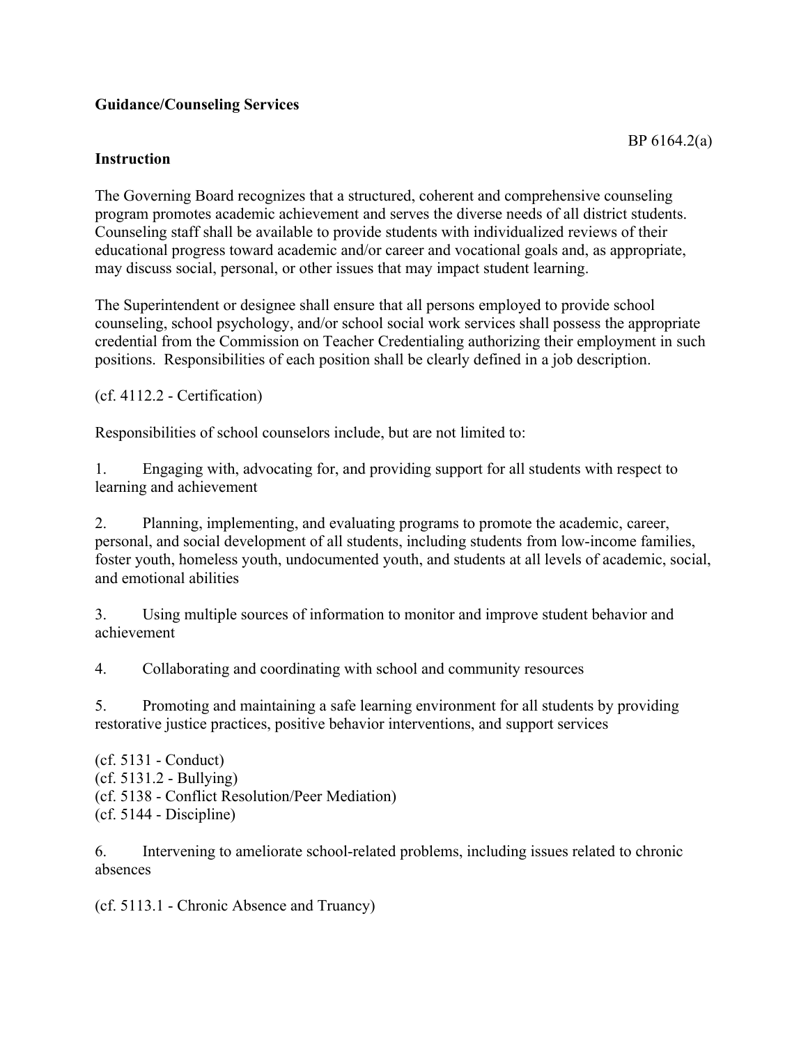**Guidance/Counseling Services**

BP 6164.2(a)

**Instruction**

The Governing Board recognizes that a structured, coherent and comprehensive counseling program promotes academic achievement and serves the diverse needs of all district students. Counseling staff shall be available to provide students with individualized reviews of their educational progress toward academic and/or career and vocational goals and, as appropriate, may discuss social, personal, or other issues that may impact student learning.

The Superintendent or designee shall ensure that all persons employed to provide school counseling, school psychology, and/or school social work services shall possess the appropriate credential from the Commission on Teacher Credentialing authorizing their employment in such positions. Responsibilities of each position shall be clearly defined in a job description.

(cf. 4112.2 - Certification)

Responsibilities of school counselors include, but are not limited to:

1. Engaging with, advocating for, and providing support for all students with respect to learning and achievement

2. Planning, implementing, and evaluating programs to promote the academic, career, personal, and social development of all students, including students from low-income families, foster youth, homeless youth, undocumented youth, and students at all levels of academic, social, and emotional abilities

3. Using multiple sources of information to monitor and improve student behavior and achievement

4. Collaborating and coordinating with school and community resources

5. Promoting and maintaining a safe learning environment for all students by providing restorative justice practices, positive behavior interventions, and support services

(cf. 5131 - Conduct)
(cf. 5131.2 - Bullying)
(cf. 5138 - Conflict Resolution/Peer Mediation)
(cf. 5144 - Discipline)

6. Intervening to ameliorate school-related problems, including issues related to chronic absences

(cf. 5113.1 - Chronic Absence and Truancy)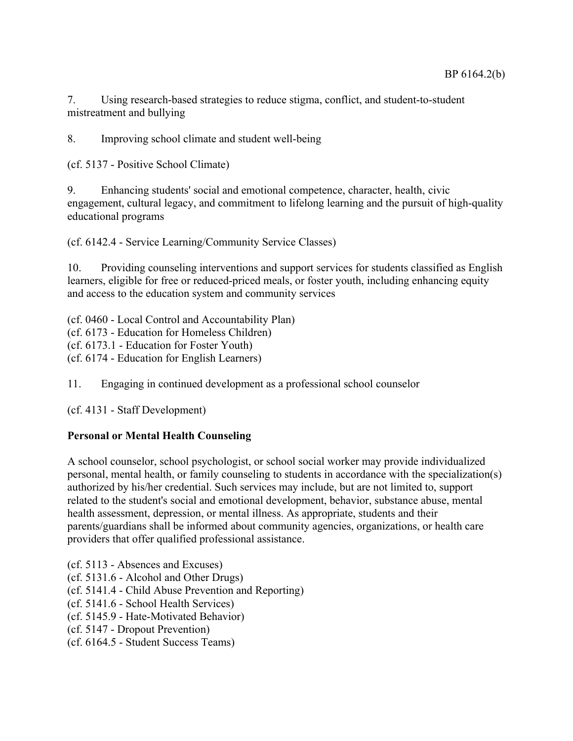7. Using research-based strategies to reduce stigma, conflict, and student-to-student mistreatment and bullying

8. Improving school climate and student well-being

(cf. 5137 - Positive School Climate)

9. Enhancing students' social and emotional competence, character, health, civic engagement, cultural legacy, and commitment to lifelong learning and the pursuit of high-quality educational programs

(cf. 6142.4 - Service Learning/Community Service Classes)

10. Providing counseling interventions and support services for students classified as English learners, eligible for free or reduced-priced meals, or foster youth, including enhancing equity and access to the education system and community services

(cf. 0460 - Local Control and Accountability Plan)
(cf. 6173 - Education for Homeless Children)
(cf. 6173.1 - Education for Foster Youth)
(cf. 6174 - Education for English Learners)

11. Engaging in continued development as a professional school counselor

(cf. 4131 - Staff Development)

**Personal or Mental Health Counseling**

A school counselor, school psychologist, or school social worker may provide individualized personal, mental health, or family counseling to students in accordance with the specialization(s) authorized by his/her credential. Such services may include, but are not limited to, support related to the student's social and emotional development, behavior, substance abuse, mental health assessment, depression, or mental illness. As appropriate, students and their parents/guardians shall be informed about community agencies, organizations, or health care providers that offer qualified professional assistance.

(cf. 5113 - Absences and Excuses)
(cf. 5131.6 - Alcohol and Other Drugs)
(cf. 5141.4 - Child Abuse Prevention and Reporting)
(cf. 5141.6 - School Health Services)
(cf. 5145.9 - Hate-Motivated Behavior)
(cf. 5147 - Dropout Prevention)
(cf. 6164.5 - Student Success Teams)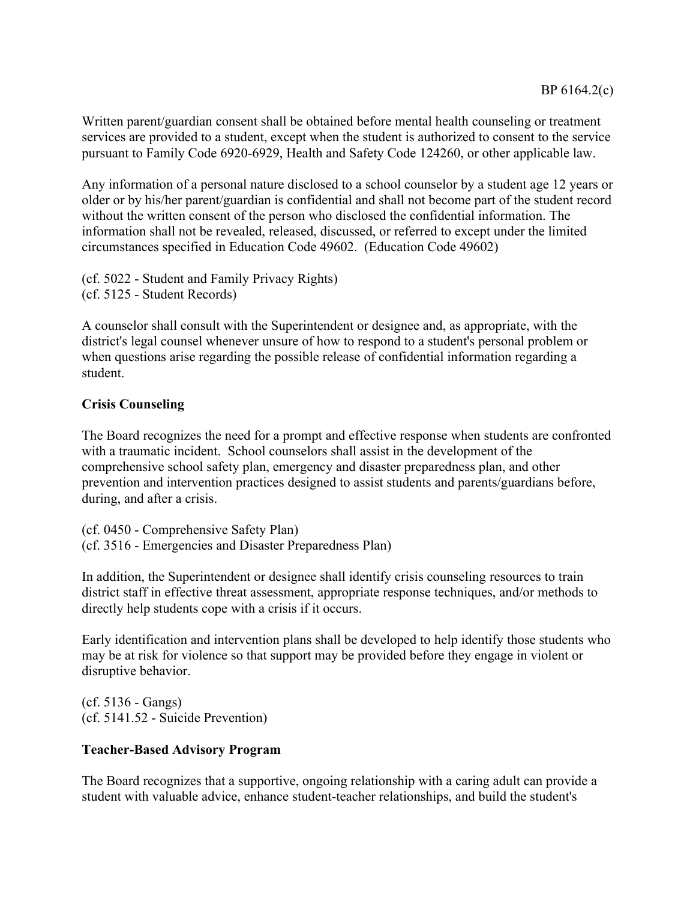Written parent/guardian consent shall be obtained before mental health counseling or treatment services are provided to a student, except when the student is authorized to consent to the service pursuant to Family Code 6920-6929, Health and Safety Code 124260, or other applicable law.

Any information of a personal nature disclosed to a school counselor by a student age 12 years or older or by his/her parent/guardian is confidential and shall not become part of the student record without the written consent of the person who disclosed the confidential information. The information shall not be revealed, released, discussed, or referred to except under the limited circumstances specified in Education Code 49602. (Education Code 49602)

(cf. 5022 - Student and Family Privacy Rights)
(cf. 5125 - Student Records)

A counselor shall consult with the Superintendent or designee and, as appropriate, with the district's legal counsel whenever unsure of how to respond to a student's personal problem or when questions arise regarding the possible release of confidential information regarding a student.

**Crisis Counseling**

The Board recognizes the need for a prompt and effective response when students are confronted with a traumatic incident. School counselors shall assist in the development of the comprehensive school safety plan, emergency and disaster preparedness plan, and other prevention and intervention practices designed to assist students and parents/guardians before, during, and after a crisis.

(cf. 0450 - Comprehensive Safety Plan)
(cf. 3516 - Emergencies and Disaster Preparedness Plan)

In addition, the Superintendent or designee shall identify crisis counseling resources to train district staff in effective threat assessment, appropriate response techniques, and/or methods to directly help students cope with a crisis if it occurs.

Early identification and intervention plans shall be developed to help identify those students who may be at risk for violence so that support may be provided before they engage in violent or disruptive behavior.

(cf. 5136 - Gangs)
(cf. 5141.52 - Suicide Prevention)

**Teacher-Based Advisory Program**

The Board recognizes that a supportive, ongoing relationship with a caring adult can provide a student with valuable advice, enhance student-teacher relationships, and build the student's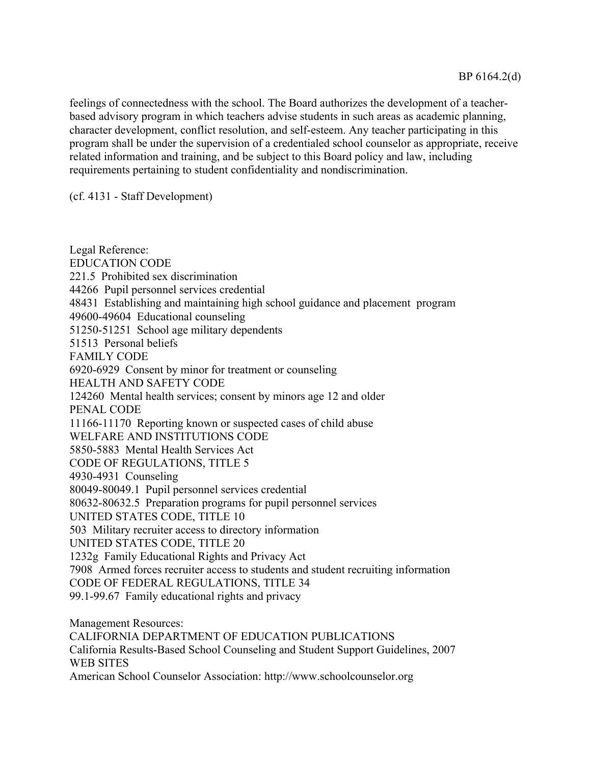feelings of connectedness with the school. The Board authorizes the development of a teacher-based advisory program in which teachers advise students in such areas as academic planning, character development, conflict resolution, and self-esteem. Any teacher participating in this program shall be under the supervision of a credentialed school counselor as appropriate, receive related information and training, and be subject to this Board policy and law, including requirements pertaining to student confidentiality and nondiscrimination.

(cf. 4131 - Staff Development)

Legal Reference:
EDUCATION CODE
221.5 Prohibited sex discrimination
44266 Pupil personnel services credential
48431 Establishing and maintaining high school guidance and placement program
49600-49604 Educational counseling
51250-51251 School age military dependents
51513 Personal beliefs
FAMILY CODE
6920-6929 Consent by minor for treatment or counseling
HEALTH AND SAFETY CODE
124260 Mental health services; consent by minors age 12 and older
PENAL CODE
11166-11170 Reporting known or suspected cases of child abuse
WELFARE AND INSTITUTIONS CODE
5850-5883 Mental Health Services Act
CODE OF REGULATIONS, TITLE 5
4930-4931 Counseling
80049-80049.1 Pupil personnel services credential
80632-80632.5 Preparation programs for pupil personnel services
UNITED STATES CODE, TITLE 10
503 Military recruiter access to directory information
UNITED STATES CODE, TITLE 20
1232g Family Educational Rights and Privacy Act
7908 Armed forces recruiter access to students and student recruiting information
CODE OF FEDERAL REGULATIONS, TITLE 34
99.1-99.67 Family educational rights and privacy

Management Resources:
CALIFORNIA DEPARTMENT OF EDUCATION PUBLICATIONS
California Results-Based School Counseling and Student Support Guidelines, 2007
WEB SITES
American School Counselor Association: http://www.schoolcounselor.org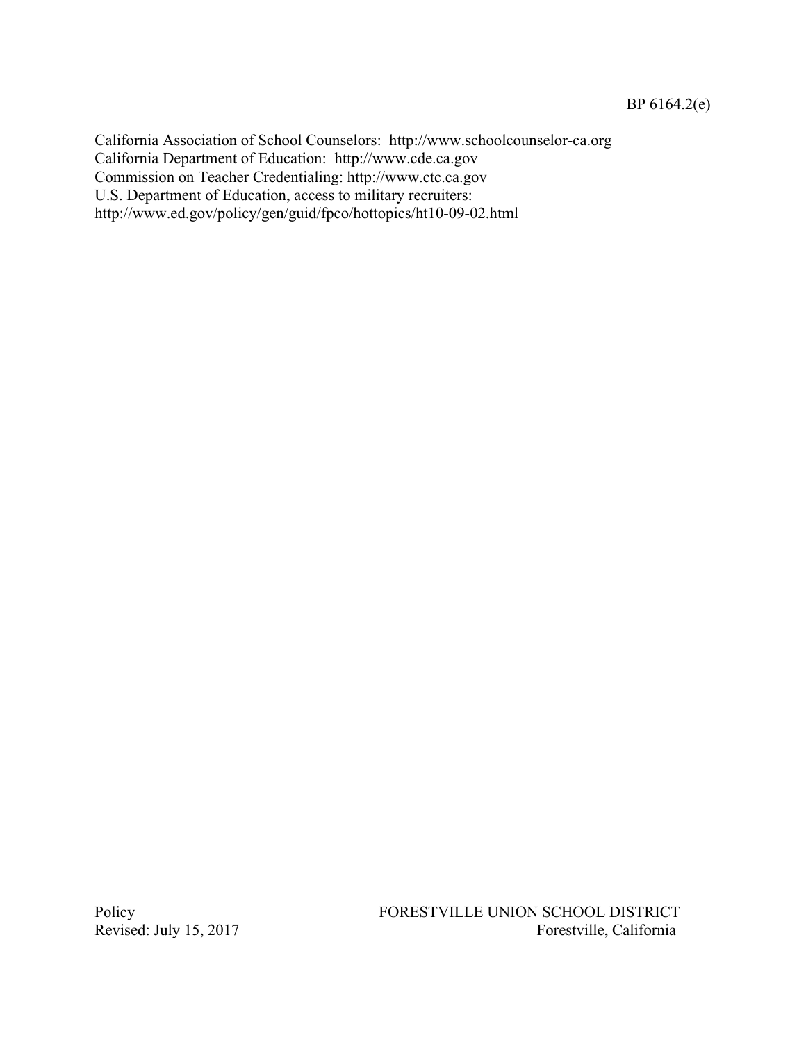California Association of School Counselors: http://www.schoolcounselor-ca.org
California Department of Education: http://www.cde.ca.gov
Commission on Teacher Credentialing: http://www.ctc.ca.gov
U.S. Department of Education, access to military recruiters:
http://www.ed.gov/policy/gen/guid/fpco/hottopics/ht10-09-02.html

Policy
Revised: July 15, 2017

FORESTVILLE UNION SCHOOL DISTRICT
Forestville, California